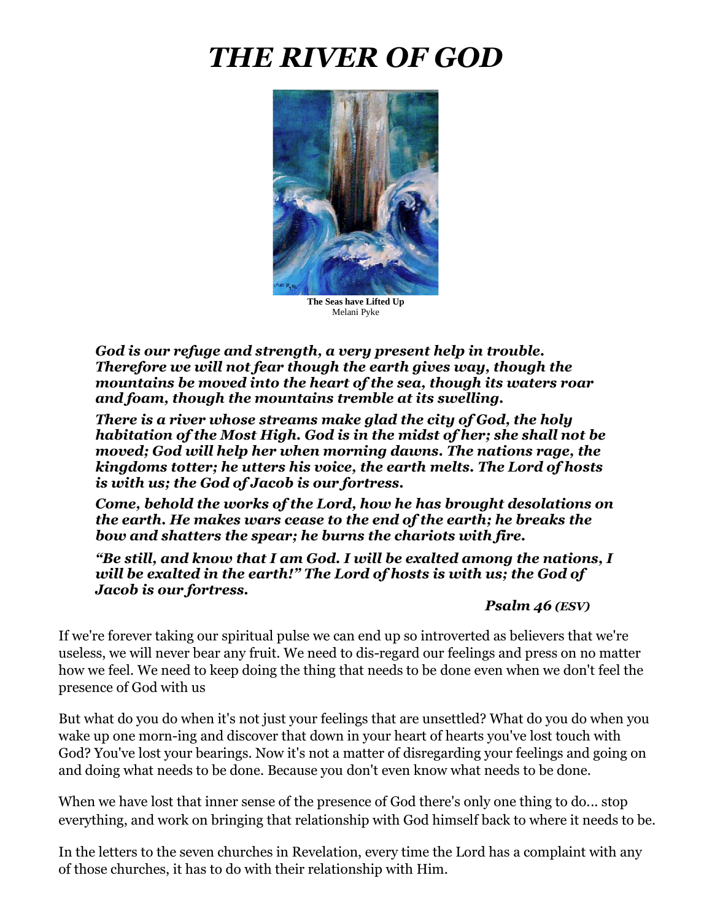# *THE RIVER OF GOD*

**The Seas have Lifted Up**
Melani Pyke

> ***God is our refuge and strength, a very present help in trouble. Therefore we will not fear though the earth gives way, though the mountains be moved into the heart of the sea, though its waters roar and foam, though the mountains tremble at its swelling.***
>
> ***There is a river whose streams make glad the city of God, the holy habitation of the Most High. God is in the midst of her; she shall not be moved; God will help her when morning dawns. The nations rage, the kingdoms totter; he utters his voice, the earth melts. The Lord of hosts is with us; the God of Jacob is our fortress.***
>
> ***Come, behold the works of the Lord, how he has brought desolations on the earth. He makes wars cease to the end of the earth; he breaks the bow and shatters the spear; he burns the chariots with fire.***
>
> ***"Be still, and know that I am God. I will be exalted among the nations, I will be exalted in the earth!" The Lord of hosts is with us; the God of Jacob is our fortress.***
>
> ***Psalm 46** (ESV)*

If we're forever taking our spiritual pulse we can end up so introverted as believers that we're useless, we will never bear any fruit. We need to dis-regard our feelings and press on no matter how we feel. We need to keep doing the thing that needs to be done even when we don't feel the presence of God with us

But what do you do when it's not just your feelings that are unsettled? What do you do when you wake up one morn-ing and discover that down in your heart of hearts you've lost touch with God? You've lost your bearings. Now it's not a matter of disregarding your feelings and going on and doing what needs to be done. Because you don't even know what needs to be done.

When we have lost that inner sense of the presence of God there's only one thing to do... stop everything, and work on bringing that relationship with God himself back to where it needs to be.

In the letters to the seven churches in Revelation, every time the Lord has a complaint with any of those churches, it has to do with their relationship with Him.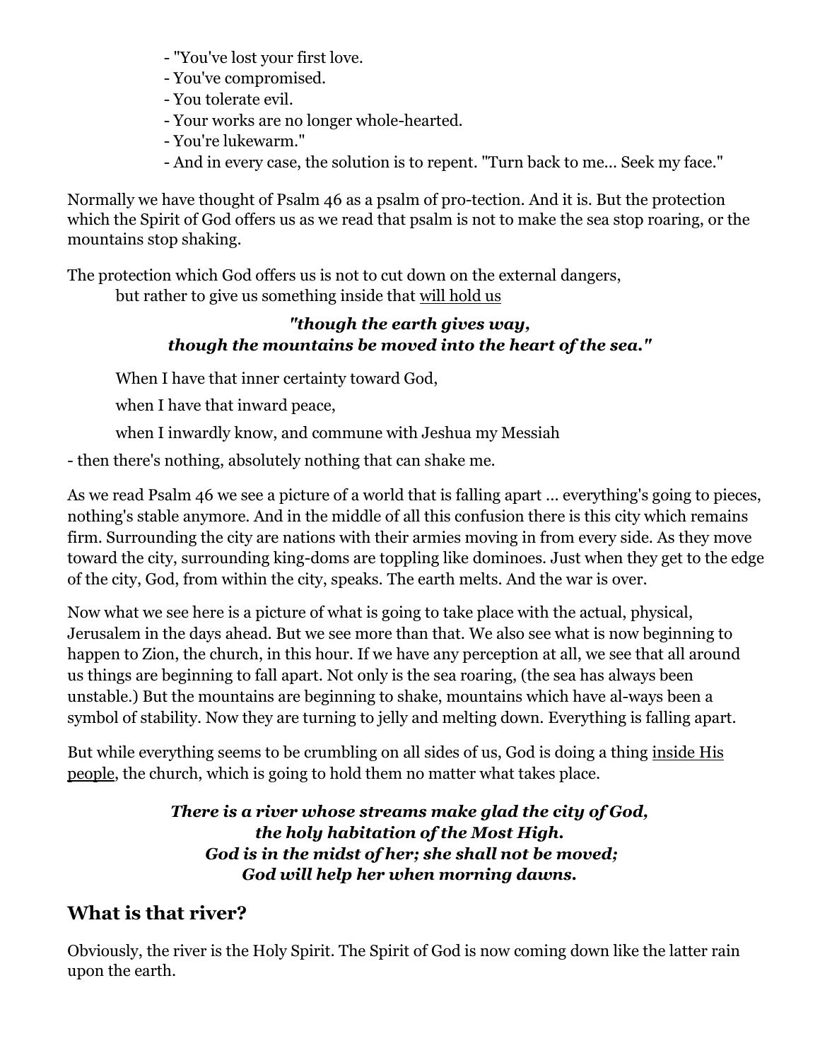- "You've lost your first love.
- You've compromised.
- You tolerate evil.
- Your works are no longer whole-hearted.
- You're lukewarm."
- And in every case, the solution is to repent. "Turn back to me... Seek my face."

Normally we have thought of Psalm 46 as a psalm of pro-tection. And it is. But the protection which the Spirit of God offers us as we read that psalm is not to make the sea stop roaring, or the mountains stop shaking.

The protection which God offers us is not to cut down on the external dangers,
but rather to give us something inside that <u>will hold us</u>

***"though the earth gives way,***
***though the mountains be moved into the heart of the sea."***

When I have that inner certainty toward God,

when I have that inward peace,

when I inwardly know, and commune with Jeshua my Messiah

- then there's nothing, absolutely nothing that can shake me.

As we read Psalm 46 we see a picture of a world that is falling apart ... everything's going to pieces, nothing's stable anymore. And in the middle of all this confusion there is this city which remains firm. Surrounding the city are nations with their armies moving in from every side. As they move toward the city, surrounding king-doms are toppling like dominoes. Just when they get to the edge of the city, God, from within the city, speaks. The earth melts. And the war is over.

Now what we see here is a picture of what is going to take place with the actual, physical, Jerusalem in the days ahead. But we see more than that. We also see what is now beginning to happen to Zion, the church, in this hour. If we have any perception at all, we see that all around us things are beginning to fall apart. Not only is the sea roaring, (the sea has always been unstable.) But the mountains are beginning to shake, mountains which have al-ways been a symbol of stability. Now they are turning to jelly and melting down. Everything is falling apart.

But while everything seems to be crumbling on all sides of us, God is doing a thing <u>inside His people</u>, the church, which is going to hold them no matter what takes place.

***There is a river whose streams make glad the city of God,***
***the holy habitation of the Most High.***
***God is in the midst of her; she shall not be moved;***
***God will help her when morning dawns.***

## What is that river?

Obviously, the river is the Holy Spirit. The Spirit of God is now coming down like the latter rain upon the earth.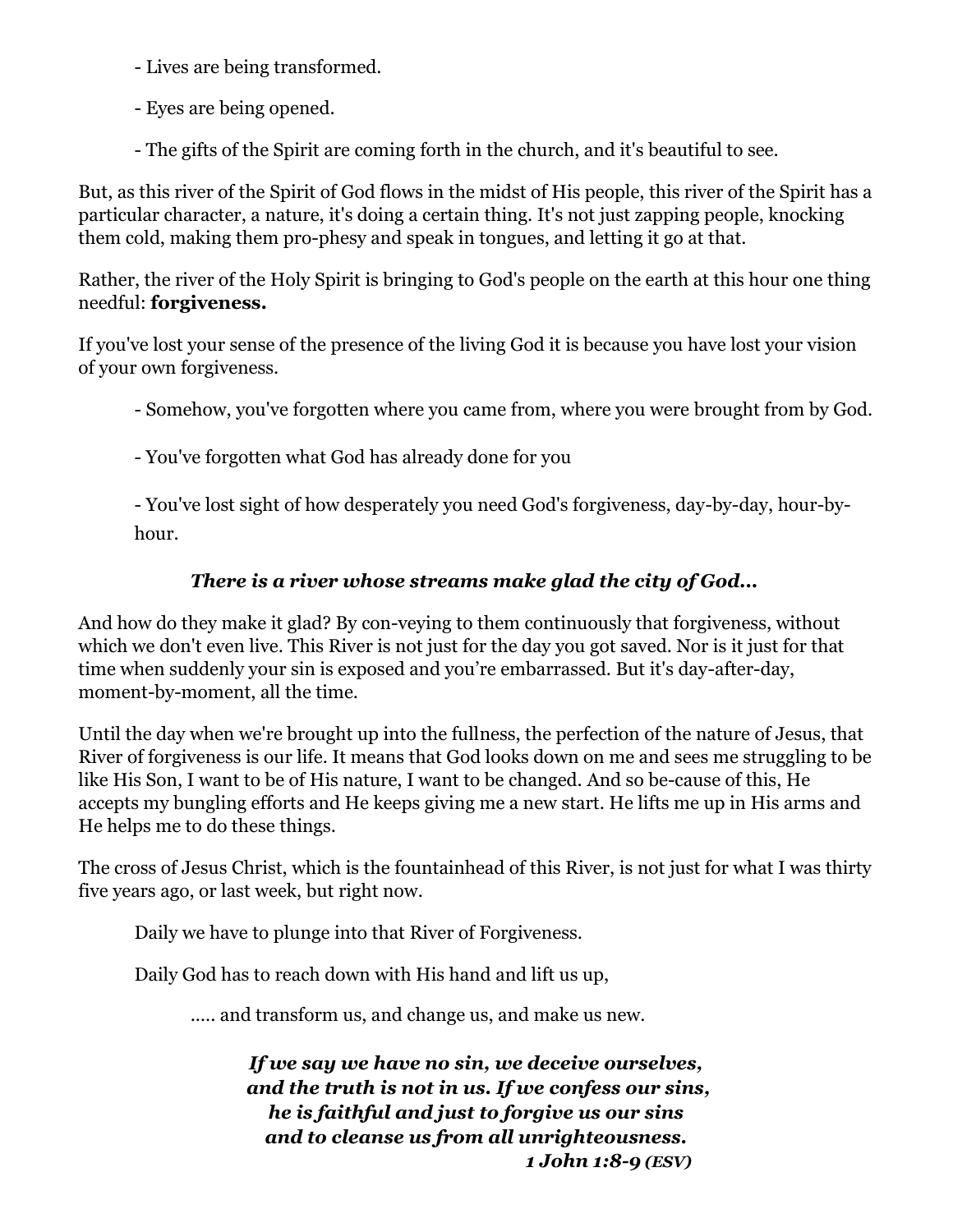- Lives are being transformed.

- Eyes are being opened.

- The gifts of the Spirit are coming forth in the church, and it's beautiful to see.

But, as this river of the Spirit of God flows in the midst of His people, this river of the Spirit has a particular character, a nature, it's doing a certain thing. It's not just zapping people, knocking them cold, making them pro-phesy and speak in tongues, and letting it go at that.

Rather, the river of the Holy Spirit is bringing to God's people on the earth at this hour one thing needful: **forgiveness.**

If you've lost your sense of the presence of the living God it is because you have lost your vision of your own forgiveness.

- Somehow, you've forgotten where you came from, where you were brought from by God.

- You've forgotten what God has already done for you

- You've lost sight of how desperately you need God's forgiveness, day-by-day, hour-by-hour.

***There is a river whose streams make glad the city of God...***

And how do they make it glad? By con-veying to them continuously that forgiveness, without which we don't even live. This River is not just for the day you got saved. Nor is it just for that time when suddenly your sin is exposed and you're embarrassed. But it's day-after-day, moment-by-moment, all the time.

Until the day when we're brought up into the fullness, the perfection of the nature of Jesus, that River of forgiveness is our life. It means that God looks down on me and sees me struggling to be like His Son, I want to be of His nature, I want to be changed. And so be-cause of this, He accepts my bungling efforts and He keeps giving me a new start. He lifts me up in His arms and He helps me to do these things.

The cross of Jesus Christ, which is the fountainhead of this River, is not just for what I was thirty five years ago, or last week, but right now.

Daily we have to plunge into that River of Forgiveness.

Daily God has to reach down with His hand and lift us up,

..... and transform us, and change us, and make us new.

***If we say we have no sin, we deceive ourselves,***
***and the truth is not in us. If we confess our sins,***
***he is faithful and just to forgive us our sins***
***and to cleanse us from all unrighteousness.***
***1 John 1:8-9** (ESV)*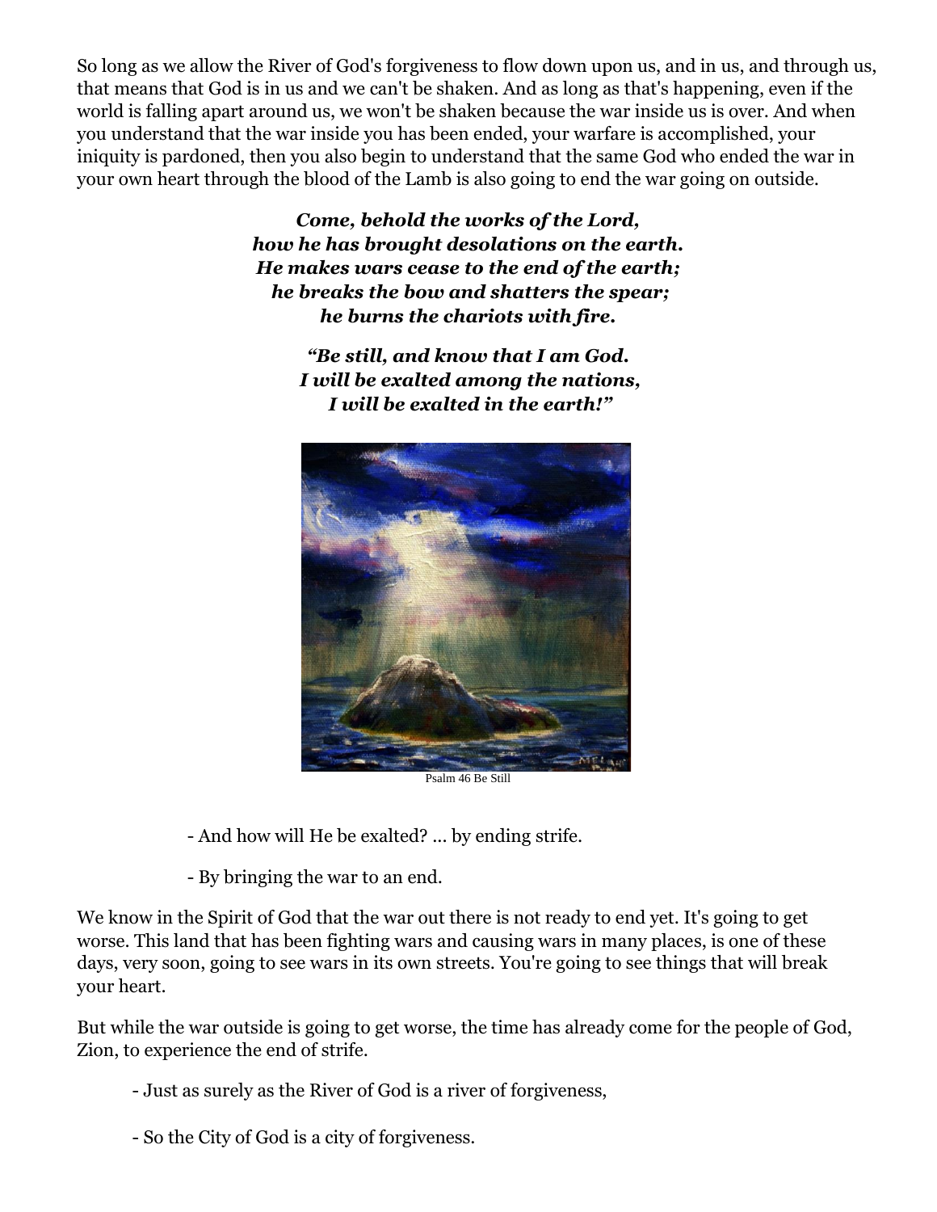So long as we allow the River of God's forgiveness to flow down upon us, and in us, and through us, that means that God is in us and we can't be shaken. And as long as that's happening, even if the world is falling apart around us, we won't be shaken because the war inside us is over. And when you understand that the war inside you has been ended, your warfare is accomplished, your iniquity is pardoned, then you also begin to understand that the same God who ended the war in your own heart through the blood of the Lamb is also going to end the war going on outside.

***Come, behold the works of the Lord,***
***how he has brought desolations on the earth.***
***He makes wars cease to the end of the earth;***
***he breaks the bow and shatters the spear;***
***he burns the chariots with fire.***

***"Be still, and know that I am God.***
***I will be exalted among the nations,***
***I will be exalted in the earth!"***

Psalm 46 Be Still

- And how will He be exalted? ... by ending strife.

- By bringing the war to an end.

We know in the Spirit of God that the war out there is not ready to end yet. It's going to get worse. This land that has been fighting wars and causing wars in many places, is one of these days, very soon, going to see wars in its own streets. You're going to see things that will break your heart.

But while the war outside is going to get worse, the time has already come for the people of God, Zion, to experience the end of strife.

- Just as surely as the River of God is a river of forgiveness,

- So the City of God is a city of forgiveness.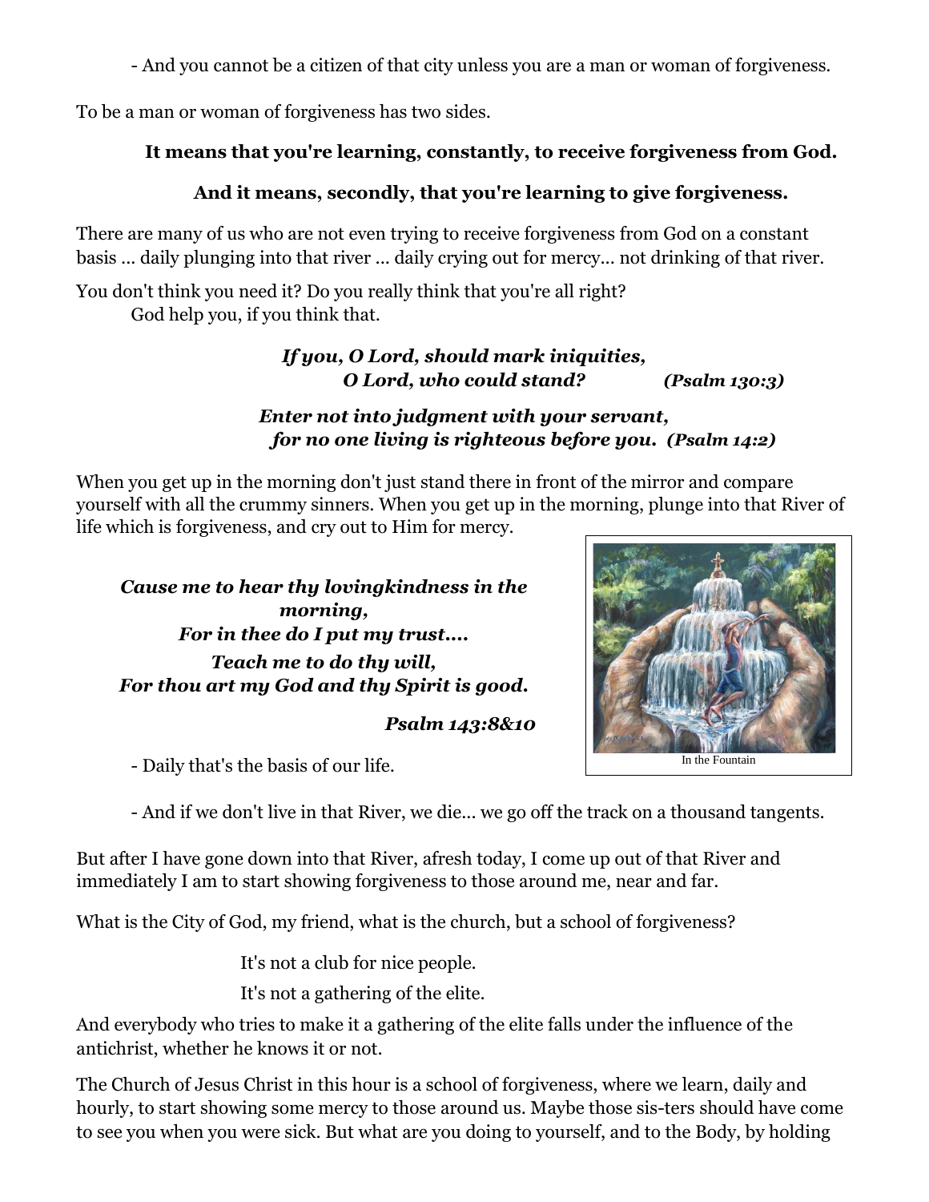- And you cannot be a citizen of that city unless you are a man or woman of forgiveness.

To be a man or woman of forgiveness has two sides.

**It means that you're learning, constantly, to receive forgiveness from God.**

**And it means, secondly, that you're learning to give forgiveness.**

There are many of us who are not even trying to receive forgiveness from God on a constant basis ... daily plunging into that river ... daily crying out for mercy... not drinking of that river.

You don't think you need it? Do you really think that you're all right?
God help you, if you think that.

***If you, O Lord, should mark iniquities,***
***O Lord, who could stand?*** ***(Psalm 130:3)***

***Enter not into judgment with your servant,***
***for no one living is righteous before you.*** ***(Psalm 14:2)***

When you get up in the morning don't just stand there in front of the mirror and compare yourself with all the crummy sinners. When you get up in the morning, plunge into that River of life which is forgiveness, and cry out to Him for mercy.

***Cause me to hear thy lovingkindness in the morning,***
***For in thee do I put my trust....***
***Teach me to do thy will,***
***For thou art my God and thy Spirit is good.***

***Psalm 143:8&10***

In the Fountain

- Daily that's the basis of our life.

- And if we don't live in that River, we die... we go off the track on a thousand tangents.

But after I have gone down into that River, afresh today, I come up out of that River and immediately I am to start showing forgiveness to those around me, near and far.

What is the City of God, my friend, what is the church, but a school of forgiveness?

It's not a club for nice people.

It's not a gathering of the elite.

And everybody who tries to make it a gathering of the elite falls under the influence of the antichrist, whether he knows it or not.

The Church of Jesus Christ in this hour is a school of forgiveness, where we learn, daily and hourly, to start showing some mercy to those around us. Maybe those sis-ters should have come to see you when you were sick. But what are you doing to yourself, and to the Body, by holding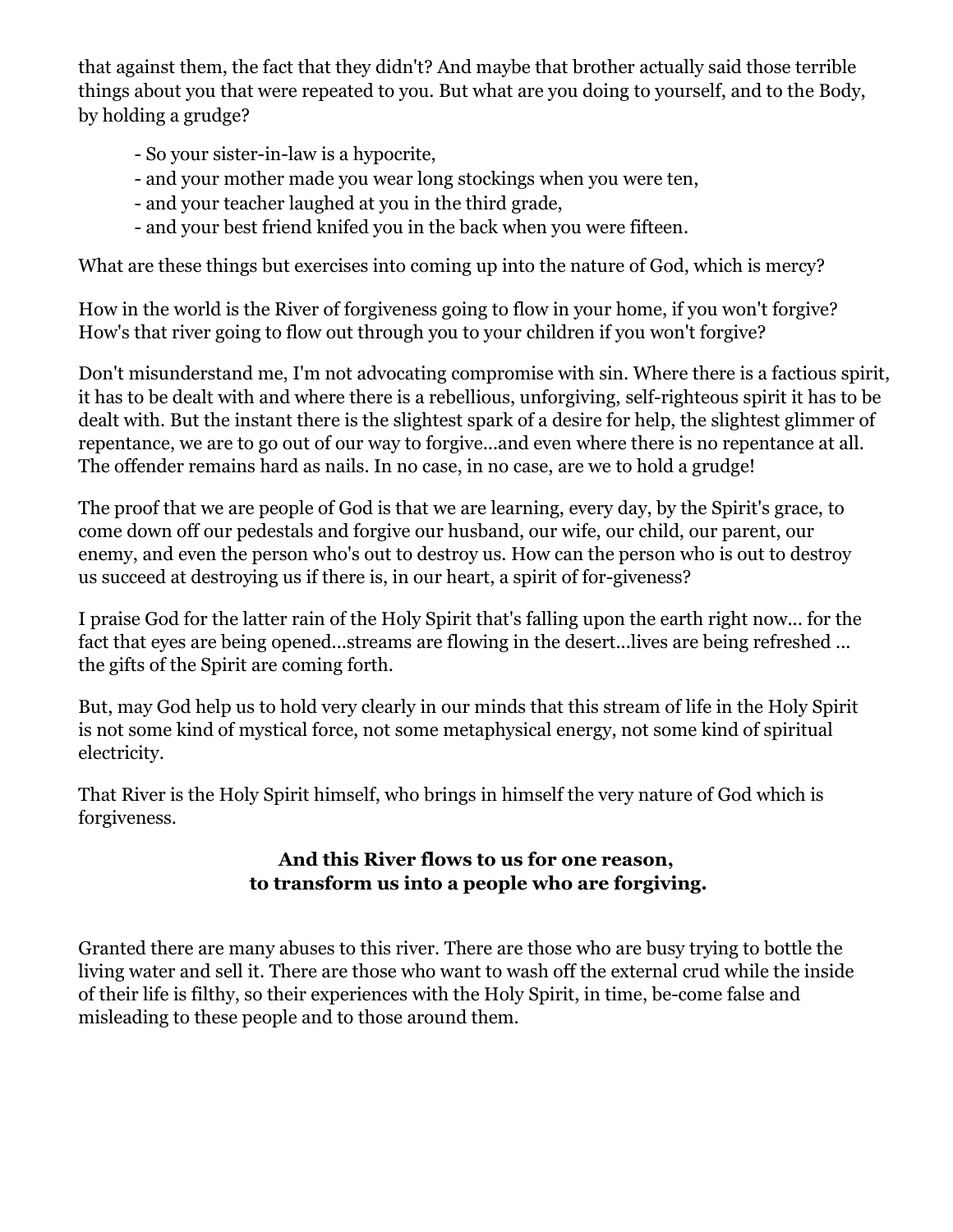that against them, the fact that they didn't? And maybe that brother actually said those terrible things about you that were repeated to you. But what are you doing to yourself, and to the Body, by holding a grudge?

- So your sister-in-law is a hypocrite,
- and your mother made you wear long stockings when you were ten,
- and your teacher laughed at you in the third grade,
- and your best friend knifed you in the back when you were fifteen.

What are these things but exercises into coming up into the nature of God, which is mercy?

How in the world is the River of forgiveness going to flow in your home, if you won't forgive? How's that river going to flow out through you to your children if you won't forgive?

Don't misunderstand me, I'm not advocating compromise with sin. Where there is a factious spirit, it has to be dealt with and where there is a rebellious, unforgiving, self-righteous spirit it has to be dealt with. But the instant there is the slightest spark of a desire for help, the slightest glimmer of repentance, we are to go out of our way to forgive...and even where there is no repentance at all. The offender remains hard as nails. In no case, in no case, are we to hold a grudge!

The proof that we are people of God is that we are learning, every day, by the Spirit's grace, to come down off our pedestals and forgive our husband, our wife, our child, our parent, our enemy, and even the person who's out to destroy us. How can the person who is out to destroy us succeed at destroying us if there is, in our heart, a spirit of for-giveness?

I praise God for the latter rain of the Holy Spirit that's falling upon the earth right now... for the fact that eyes are being opened...streams are flowing in the desert...lives are being refreshed ... the gifts of the Spirit are coming forth.

But, may God help us to hold very clearly in our minds that this stream of life in the Holy Spirit is not some kind of mystical force, not some metaphysical energy, not some kind of spiritual electricity.

That River is the Holy Spirit himself, who brings in himself the very nature of God which is forgiveness.

**And this River flows to us for one reason,
to transform us into a people who are forgiving.**

Granted there are many abuses to this river. There are those who are busy trying to bottle the living water and sell it. There are those who want to wash off the external crud while the inside of their life is filthy, so their experiences with the Holy Spirit, in time, be-come false and misleading to these people and to those around them.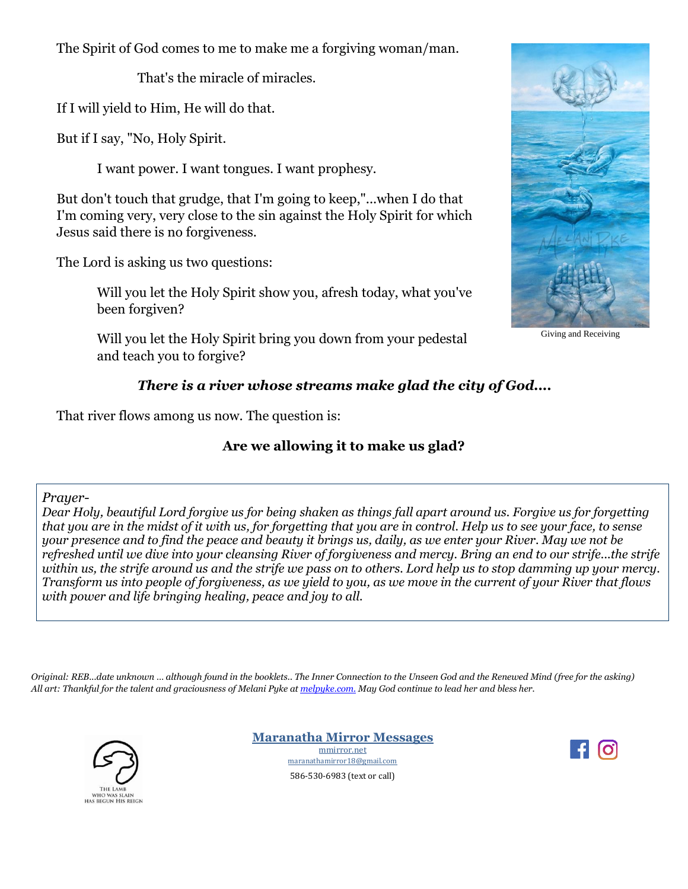The Spirit of God comes to me to make me a forgiving woman/man.

That's the miracle of miracles.

If I will yield to Him, He will do that.

But if I say, "No, Holy Spirit.

I want power. I want tongues. I want prophesy.

But don't touch that grudge, that I'm going to keep,"...when I do that I'm coming very, very close to the sin against the Holy Spirit for which Jesus said there is no forgiveness.

The Lord is asking us two questions:

Will you let the Holy Spirit show you, afresh today, what you've been forgiven?

Will you let the Holy Spirit bring you down from your pedestal and teach you to forgive?

Giving and Receiving

***There is a river whose streams make glad the city of God....***

That river flows among us now. The question is:

**Are we allowing it to make us glad?**

*Prayer-*
*Dear Holy, beautiful Lord forgive us for being shaken as things fall apart around us. Forgive us for forgetting that you are in the midst of it with us, for forgetting that you are in control. Help us to see your face, to sense your presence and to find the peace and beauty it brings us, daily, as we enter your River. May we not be refreshed until we dive into your cleansing River of forgiveness and mercy. Bring an end to our strife...the strife within us, the strife around us and the strife we pass on to others. Lord help us to stop damming up your mercy. Transform us into people of forgiveness, as we yield to you, as we move in the current of your River that flows with power and life bringing healing, peace and joy to all.*

*Original: REB...date unknown ... although found in the booklets.. The Inner Connection to the Unseen God and the Renewed Mind (free for the asking)*
*All art: Thankful for the talent and graciousness of Melani Pyke at melpyke.com. May God continue to lead her and bless her.*

THE LAMB WHO WAS SLAIN HAS BEGUN HIS REIGN

**Maranatha Mirror Messages**
mmirror.net
maranathamirror18@gmail.com
586-530-6983 (text or call)